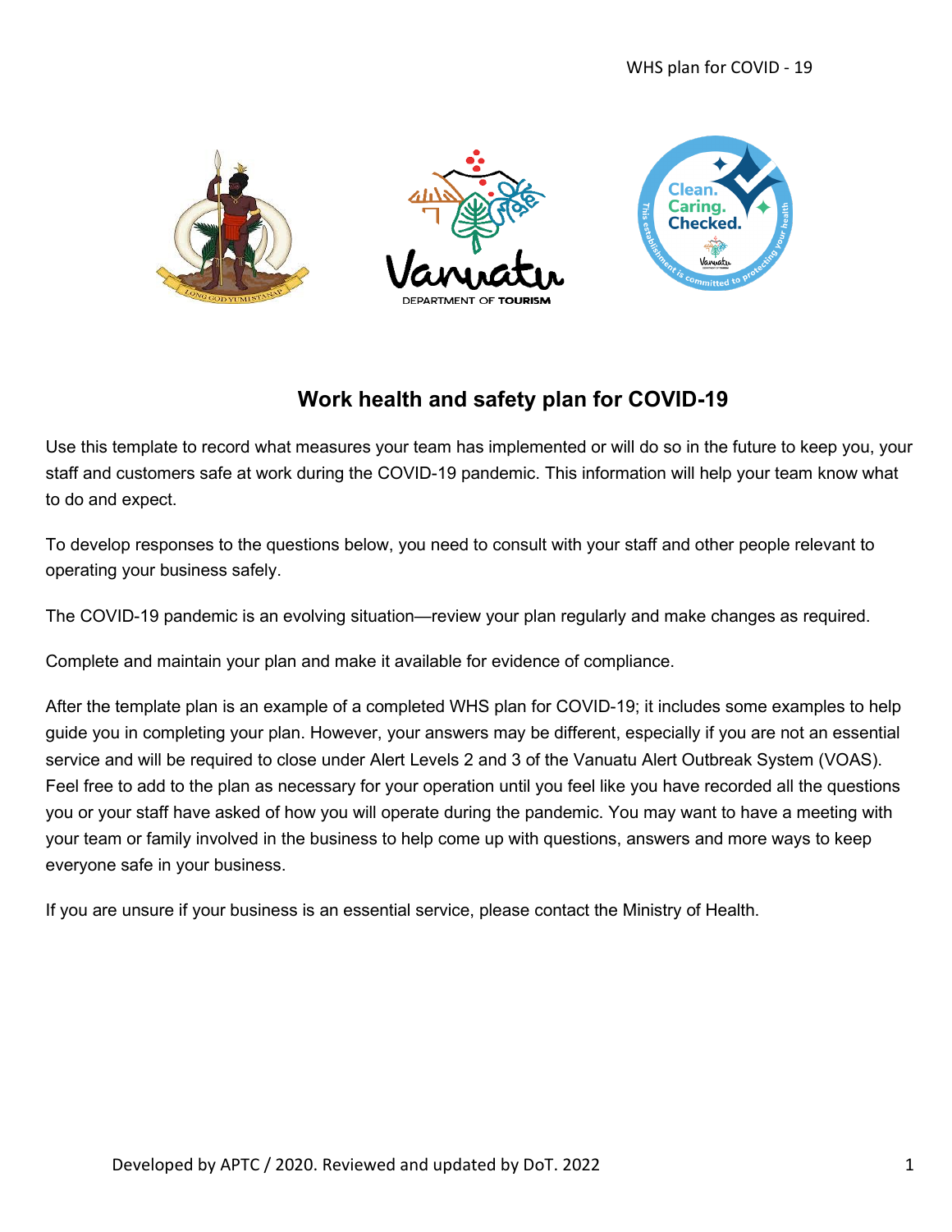# Work health and safety plan for COVID-19

Use this template to record what measures your team has implemented or will do so in the future to keep you, your staff and customers safe at work during the COVID-19 pandemic. This information will help your team know what to do and expect.

To develop responses to the questions below, you need to consult with your staff and other people relevant to operating your business safely.

The COVID-19 pandemic is an evolving situation—review your plan regularly and make changes as required.

Complete and maintain your plan and make it available for evidence of compliance.

After the template plan is an example of a completed WHS plan for COVID-19; it includes some examples to help guide you in completing your plan. However, your answers may be different, especially if you are not an essential service and will be required to close under Alert Levels 2 and 3 of the Vanuatu Alert Outbreak System (VOAS). Feel free to add to the plan as necessary for your operation until you feel like you have recorded all the questions you or your staff have asked of how you will operate during the pandemic. You may want to have a meeting with your team or family involved in the business to help come up with questions, answers and more ways to keep everyone safe in your business.

If you are unsure if your business is an essential service, please contact the Ministry of Health.

Developed by APTC / 2020. Reviewed and updated by DoT. 2022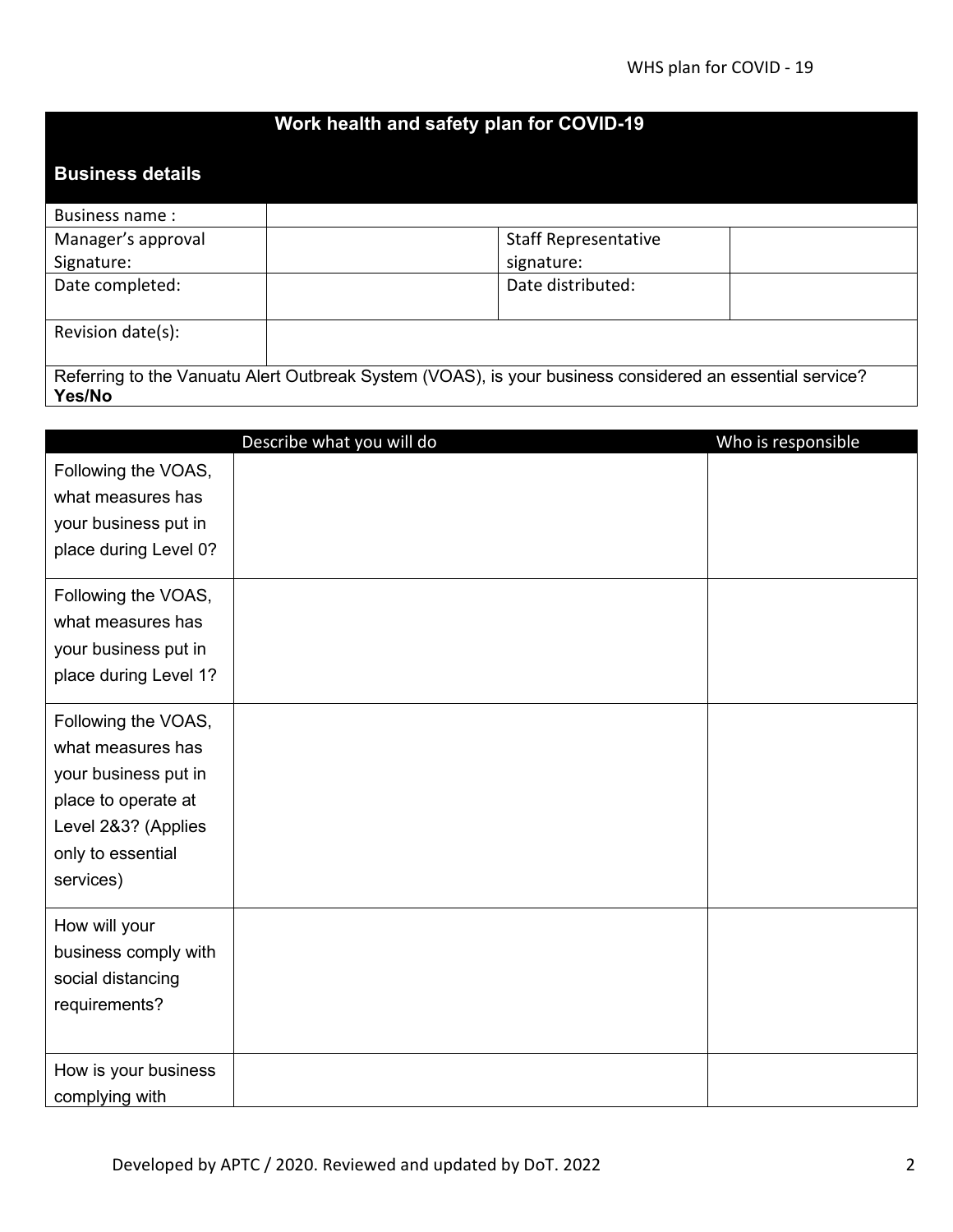| Work health and safety plan for COVID-19 | | | |
|---|---|---|---|
| **Business details** | | | |
| Business name : | | | |
| Manager's approval Signature: | | Staff Representative signature: | |
| Date completed: | | Date distributed: | |
| Revision date(s): | | | |
| Referring to the Vanuatu Alert Outbreak System (VOAS), is your business considered an essential service? **Yes/No** | | | |

| | Describe what you will do | Who is responsible |
|---|---|---|
| Following the VOAS, what measures has your business put in place during Level 0? | | |
| Following the VOAS, what measures has your business put in place during Level 1? | | |
| Following the VOAS, what measures has your business put in place to operate at Level 2&3? (Applies only to essential services) | | |
| How will your business comply with social distancing requirements? | | |
| How is your business complying with | | |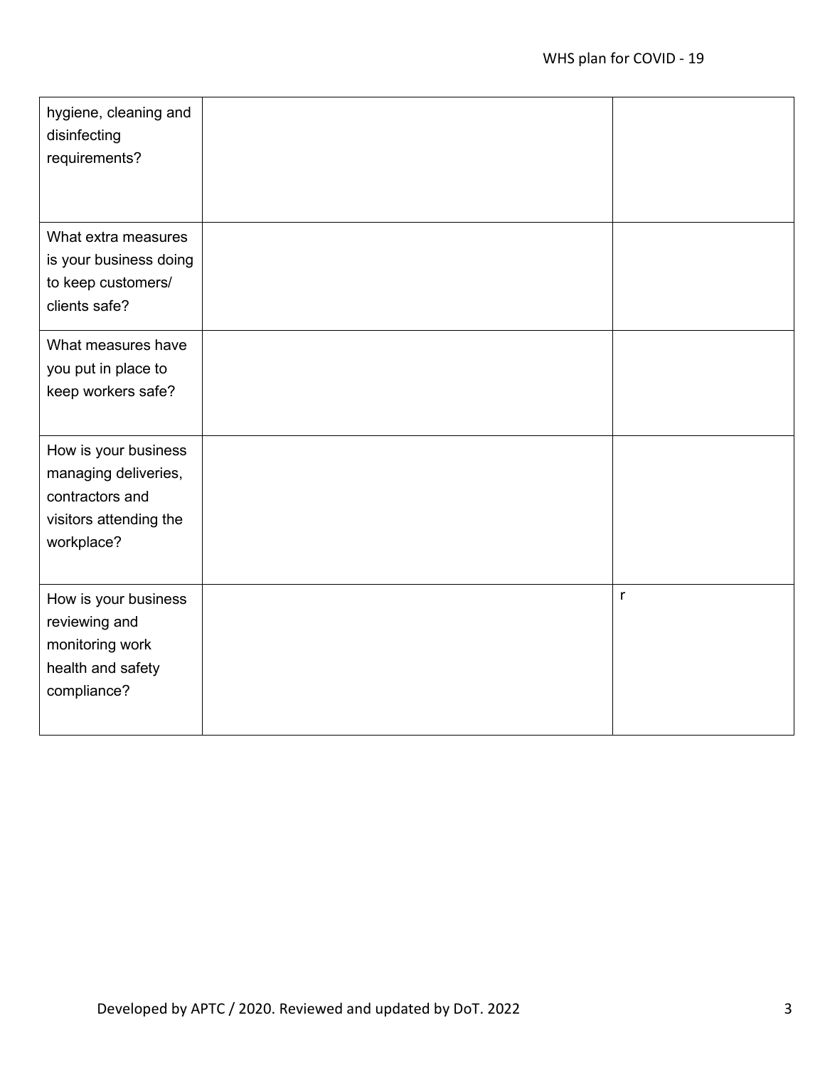| | | |
|---|---|---|
| hygiene, cleaning and disinfecting requirements? | | |
| What extra measures is your business doing to keep customers/ clients safe? | | |
| What measures have you put in place to keep workers safe? | | |
| How is your business managing deliveries, contractors and visitors attending the workplace? | | |
| How is your business reviewing and monitoring work health and safety compliance? | | r |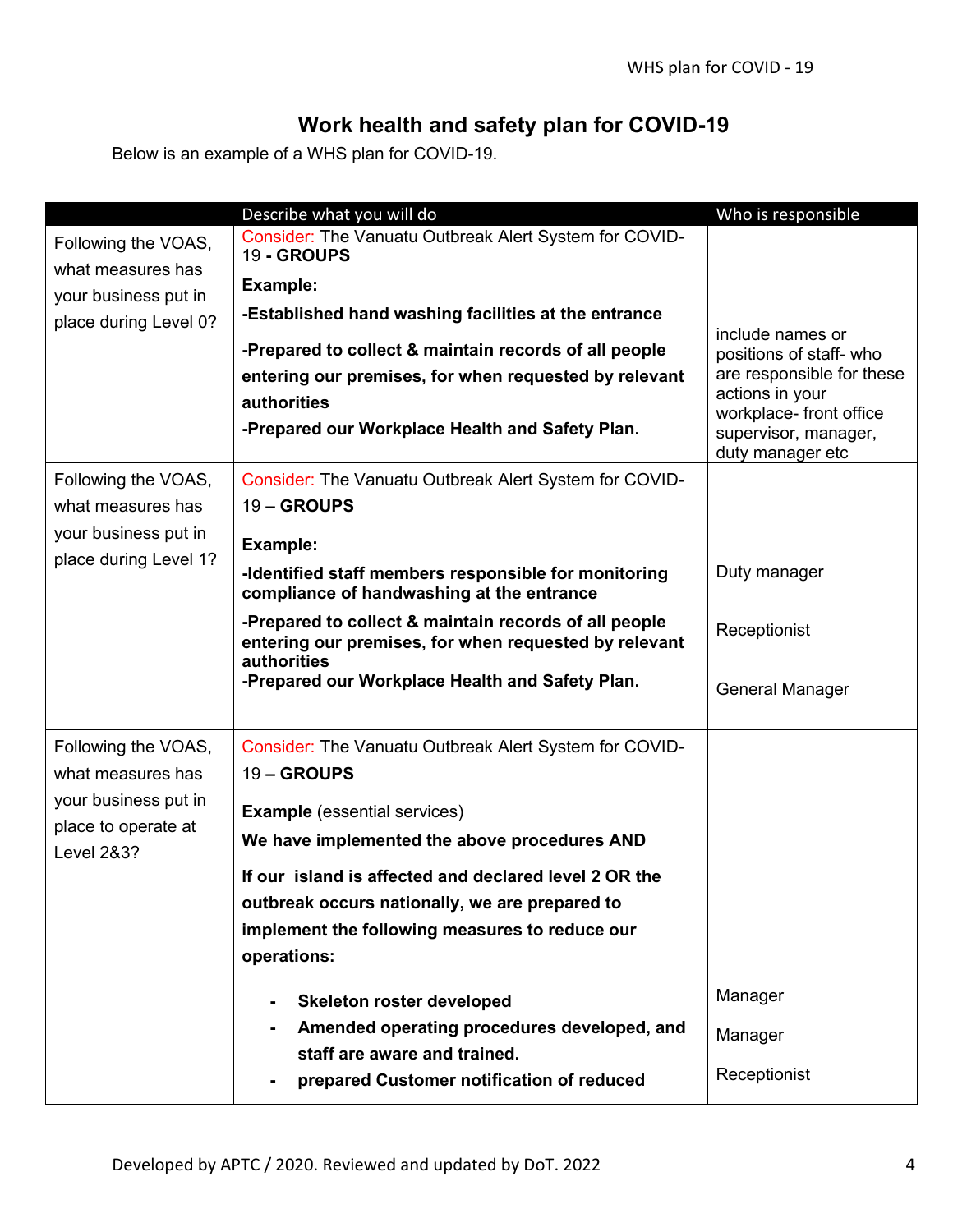# Work health and safety plan for COVID-19

Below is an example of a WHS plan for COVID-19.

| | Describe what you will do | Who is responsible |
|---|---|---|
| Following the VOAS, what measures has your business put in place during Level 0? | Consider: The Vanuatu Outbreak Alert System for COVID-19 **- GROUPS**<br><br>**Example:**<br><br>**-Established hand washing facilities at the entrance**<br><br>**-Prepared to collect & maintain records of all people entering our premises, for when requested by relevant authorities**<br><br>**-Prepared our Workplace Health and Safety Plan.** | include names or positions of staff- who are responsible for these actions in your workplace- front office supervisor, manager, duty manager etc |
| Following the VOAS, what measures has your business put in place during Level 1? | Consider: The Vanuatu Outbreak Alert System for COVID-19 **– GROUPS**<br><br>**Example:**<br><br>**-Identified staff members responsible for monitoring compliance of handwashing at the entrance**<br><br>**-Prepared to collect & maintain records of all people entering our premises, for when requested by relevant authorities**<br><br>**-Prepared our Workplace Health and Safety Plan.** | Duty manager<br><br>Receptionist<br><br>General Manager |
| Following the VOAS, what measures has your business put in place to operate at Level 2&3? | Consider: The Vanuatu Outbreak Alert System for COVID-19 **– GROUPS**<br><br>**Example** (essential services)<br><br>**We have implemented the above procedures AND**<br><br>**If our island is affected and declared level 2 OR the outbreak occurs nationally, we are prepared to implement the following measures to reduce our operations:**<br><br>- **Skeleton roster developed**<br>- **Amended operating procedures developed, and staff are aware and trained.**<br>- **prepared Customer notification of reduced** | Manager<br><br>Manager<br><br>Receptionist |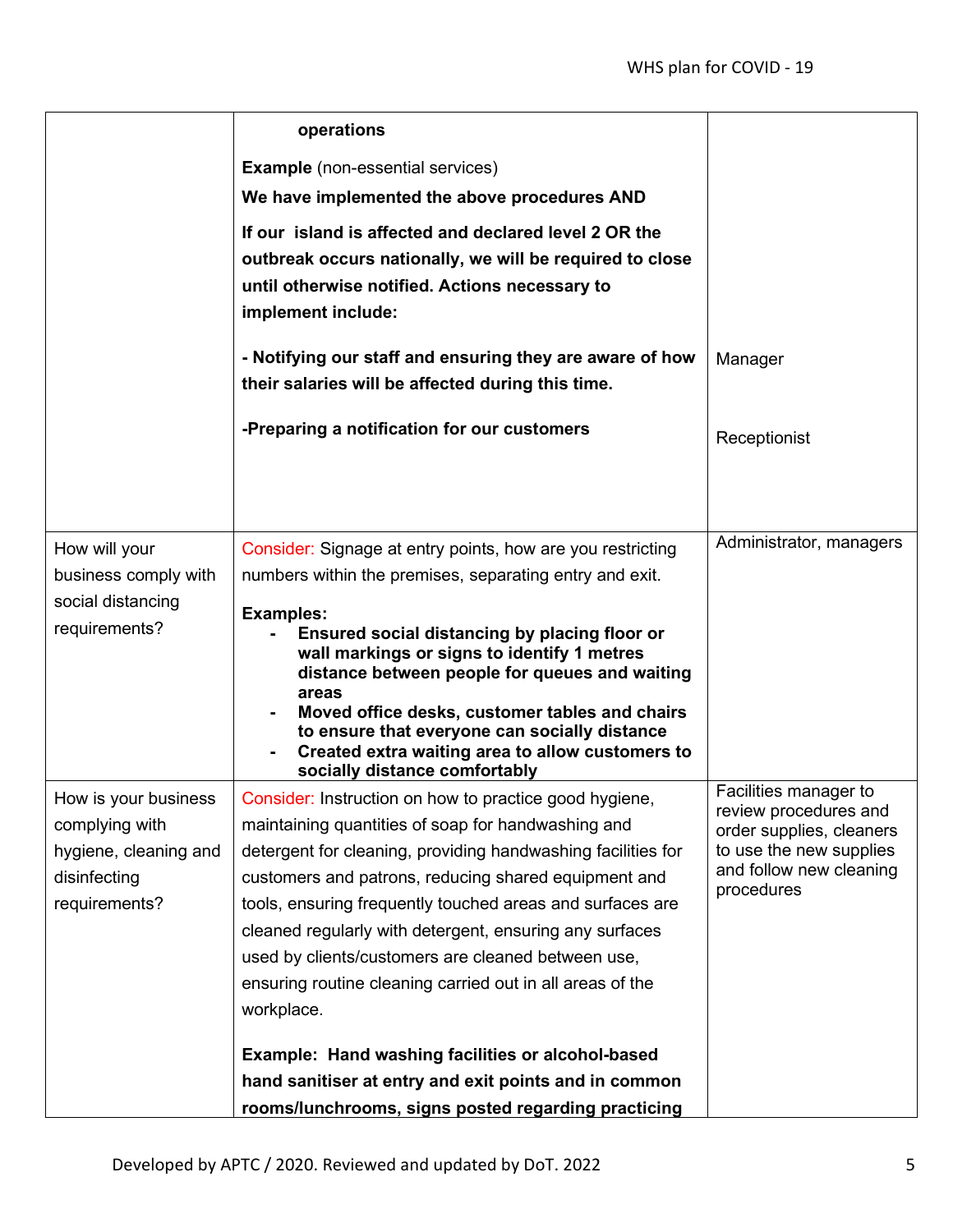| | | |
|---|---|---|
| | **operations**<br><br>**Example** (non-essential services)<br>**We have implemented the above procedures AND**<br>**If our island is affected and declared level 2 OR the outbreak occurs nationally, we will be required to close until otherwise notified. Actions necessary to implement include:**<br><br>**- Notifying our staff and ensuring they are aware of how their salaries will be affected during this time.**<br><br>**-Preparing a notification for our customers** | Manager<br><br>Receptionist |
| How will your business comply with social distancing requirements? | Consider: Signage at entry points, how are you restricting numbers within the premises, separating entry and exit.<br><br>**Examples:**<br>**- Ensured social distancing by placing floor or wall markings or signs to identify 1 metres distance between people for queues and waiting areas**<br>**- Moved office desks, customer tables and chairs to ensure that everyone can socially distance**<br>**- Created extra waiting area to allow customers to socially distance comfortably** | Administrator, managers |
| How is your business complying with hygiene, cleaning and disinfecting requirements? | Consider: Instruction on how to practice good hygiene, maintaining quantities of soap for handwashing and detergent for cleaning, providing handwashing facilities for customers and patrons, reducing shared equipment and tools, ensuring frequently touched areas and surfaces are cleaned regularly with detergent, ensuring any surfaces used by clients/customers are cleaned between use, ensuring routine cleaning carried out in all areas of the workplace.<br><br>**Example: Hand washing facilities or alcohol-based hand sanitiser at entry and exit points and in common rooms/lunchrooms, signs posted regarding practicing** | Facilities manager to review procedures and order supplies, cleaners to use the new supplies and follow new cleaning procedures |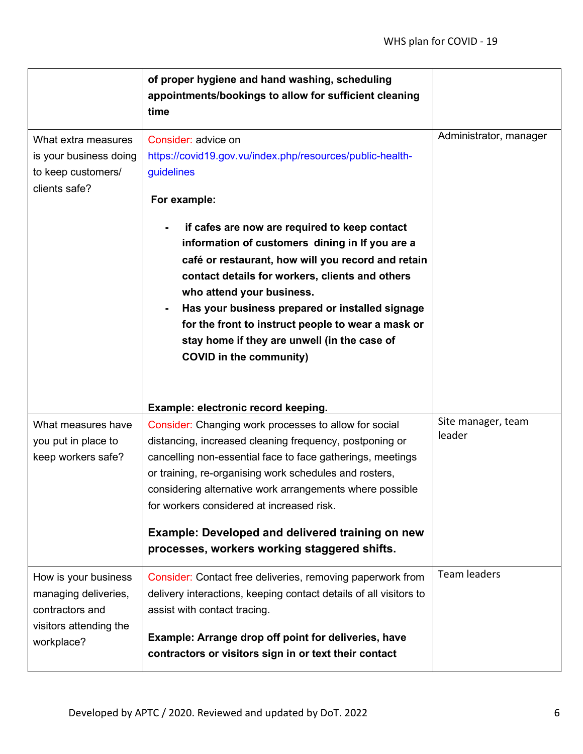| | | |
|---|---|---|
| | **of proper hygiene and hand washing, scheduling appointments/bookings to allow for sufficient cleaning time** | |
| What extra measures is your business doing to keep customers/ clients safe? | Consider: advice on https://covid19.gov.vu/index.php/resources/public-health-guidelines<br><br>**For example:**<br><br>- **if cafes are now are required to keep contact information of customers dining in If you are a café or restaurant, how will you record and retain contact details for workers, clients and others who attend your business.**<br>- **Has your business prepared or installed signage for the front to instruct people to wear a mask or stay home if they are unwell (in the case of COVID in the community)**<br><br>**Example: electronic record keeping.** | Administrator, manager |
| What measures have you put in place to keep workers safe? | Consider: Changing work processes to allow for social distancing, increased cleaning frequency, postponing or cancelling non-essential face to face gatherings, meetings or training, re-organising work schedules and rosters, considering alternative work arrangements where possible for workers considered at increased risk.<br><br>**Example: Developed and delivered training on new processes, workers working staggered shifts.** | Site manager, team leader |
| How is your business managing deliveries, contractors and visitors attending the workplace? | Consider: Contact free deliveries, removing paperwork from delivery interactions, keeping contact details of all visitors to assist with contact tracing.<br><br>**Example: Arrange drop off point for deliveries, have contractors or visitors sign in or text their contact** | Team leaders |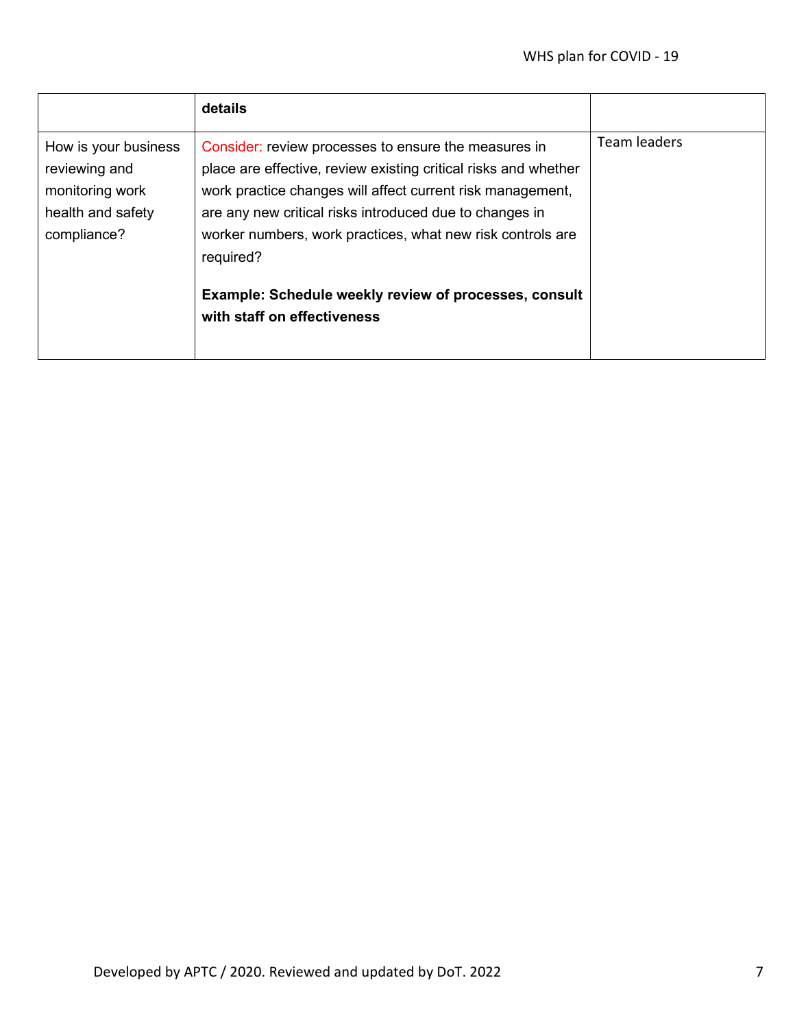| | | |
|---|---|---|
| | **details** | |
| How is your business reviewing and monitoring work health and safety compliance? | Consider: review processes to ensure the measures in place are effective, review existing critical risks and whether work practice changes will affect current risk management, are any new critical risks introduced due to changes in worker numbers, work practices, what new risk controls are required?<br><br>**Example: Schedule weekly review of processes, consult with staff on effectiveness** | Team leaders |